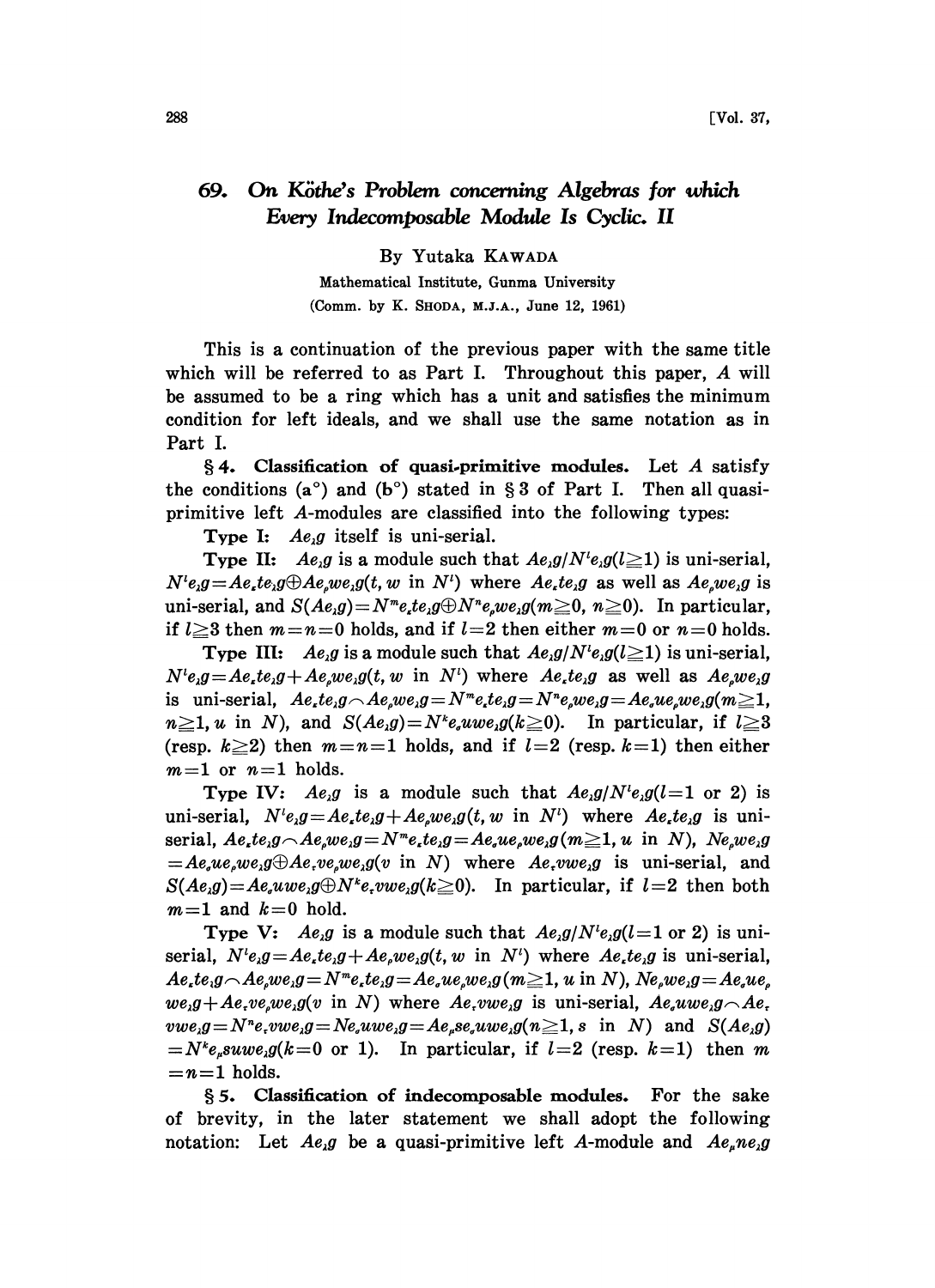# 69. On Köthe's Problem concerning Algebras for which Every Indecomposable Module Is Cyclic. II

By Yutaka KAWADA

Mathematical Institute, Gunma University

(Comm. by K. SHODA, M.J.A., June 12, 1961)

This is a continuation of the previous paper with the same title which will be referred to as Part I. Throughout this paper, $A$ will be assumed to be a ring which has a unit and satisfies the minimum condition for left ideals, and we shall use the same notation as in Part I.

**§ 4. Classification of quasi-primitive modules.** Let $A$ satisfy the conditions (a°) and (b°) stated in § 3 of Part I. Then all quasi-primitive left $A$-modules are classified into the following types:

**Type I:** $Ae_\lambda g$ itself is uni-serial.

**Type II:** $Ae_\lambda g$ is a module such that $Ae_\lambda g/N^l e_\lambda g (l \geqq 1)$ is uni-serial, $N^l e_\lambda g = Ae_\kappa te_\lambda g \oplus Ae_\rho we_\lambda g (t, w \text{ in } N^l)$ where $Ae_\kappa te_\lambda g$ as well as $Ae_\rho we_\lambda g$ is uni-serial, and $S(Ae_\lambda g) = N^m e_\kappa te_\lambda g \oplus N^n e_\rho we_\lambda g (m \geqq 0, n \geqq 0)$. In particular, if $l \geqq 3$ then $m = n = 0$ holds, and if $l = 2$ then either $m = 0$ or $n = 0$ holds.

**Type III:** $Ae_\lambda g$ is a module such that $Ae_\lambda g/N^l e_\lambda g (l \geqq 1)$ is uni-serial, $N^l e_\lambda g = Ae_\kappa te_\lambda g + Ae_\rho we_\lambda g (t, w \text{ in } N^l)$ where $Ae_\kappa te_\lambda g$ as well as $Ae_\rho we_\lambda g$ is uni-serial, $Ae_\kappa te_\lambda g \frown Ae_\rho we_\lambda g = N^m e_\kappa te_\lambda g = N^n e_\rho we_\lambda g = Ae_\sigma ue_\rho we_\lambda g (m \geqq 1, n \geqq 1, u \text{ in } N)$, and $S(Ae_\lambda g) = N^k e_\sigma uwe_\lambda g (k \geqq 0)$. In particular, if $l \geqq 3$ (resp. $k \geqq 2$) then $m = n = 1$ holds, and if $l = 2$ (resp. $k = 1$) then either $m = 1$ or $n = 1$ holds.

**Type IV:** $Ae_\lambda g$ is a module such that $Ae_\lambda g/N^l e_\lambda g (l = 1 \text{ or } 2)$ is uni-serial, $N^l e_\lambda g = Ae_\kappa te_\lambda g + Ae_\rho we_\lambda g (t, w \text{ in } N^l)$ where $Ae_\kappa te_\lambda g$ is uni-serial, $Ae_\kappa te_\lambda g \frown Ae_\rho we_\lambda g = N^m e_\kappa te_\lambda g = Ae_\sigma ue_\rho we_\lambda g (m \geqq 1, u \text{ in } N)$, $Ne_\rho we_\lambda g = Ae_\sigma ue_\rho we_\lambda g \oplus Ae_\tau ve_\rho we_\lambda g (v \text{ in } N)$ where $Ae_\tau vwe_\lambda g$ is uni-serial, and $S(Ae_\lambda g) = Ae_\sigma uwe_\lambda g \oplus N^k e_\tau vwe_\lambda g (k \geqq 0)$. In particular, if $l = 2$ then both $m = 1$ and $k = 0$ hold.

**Type V:** $Ae_\lambda g$ is a module such that $Ae_\lambda g/N^l e_\lambda g (l = 1 \text{ or } 2)$ is uni-serial, $N^l e_\lambda g = Ae_\kappa te_\lambda g + Ae_\rho we_\lambda g (t, w \text{ in } N^l)$ where $Ae_\kappa te_\lambda g$ is uni-serial, $Ae_\kappa te_\lambda g \frown Ae_\rho we_\lambda g = N^m e_\kappa te_\lambda g = Ae_\sigma ue_\rho we_\lambda g (m \geqq 1, u \text{ in } N)$, $Ne_\rho we_\lambda g = Ae_\sigma ue_\rho we_\lambda g + Ae_\tau ve_\rho we_\lambda g (v \text{ in } N)$ where $Ae_\tau vwe_\lambda g$ is uni-serial, $Ae_\sigma uwe_\lambda g \frown Ae_\tau vwe_\lambda g = N^n e_\tau vwe_\lambda g = Ne_\sigma uwe_\lambda g = Ae_\rho se_\sigma uwe_\lambda g (n \geqq 1, s \text{ in } N)$ and $S(Ae_\lambda g) = N^k e_\rho suwe_\lambda g (k = 0 \text{ or } 1)$. In particular, if $l = 2$ (resp. $k = 1$) then $m = n = 1$ holds.

**§ 5. Classification of indecomposable modules.** For the sake of brevity, in the later statement we shall adopt the following notation: Let $Ae_\lambda g$ be a quasi-primitive left $A$-module and $Ae_\rho ne_\lambda g$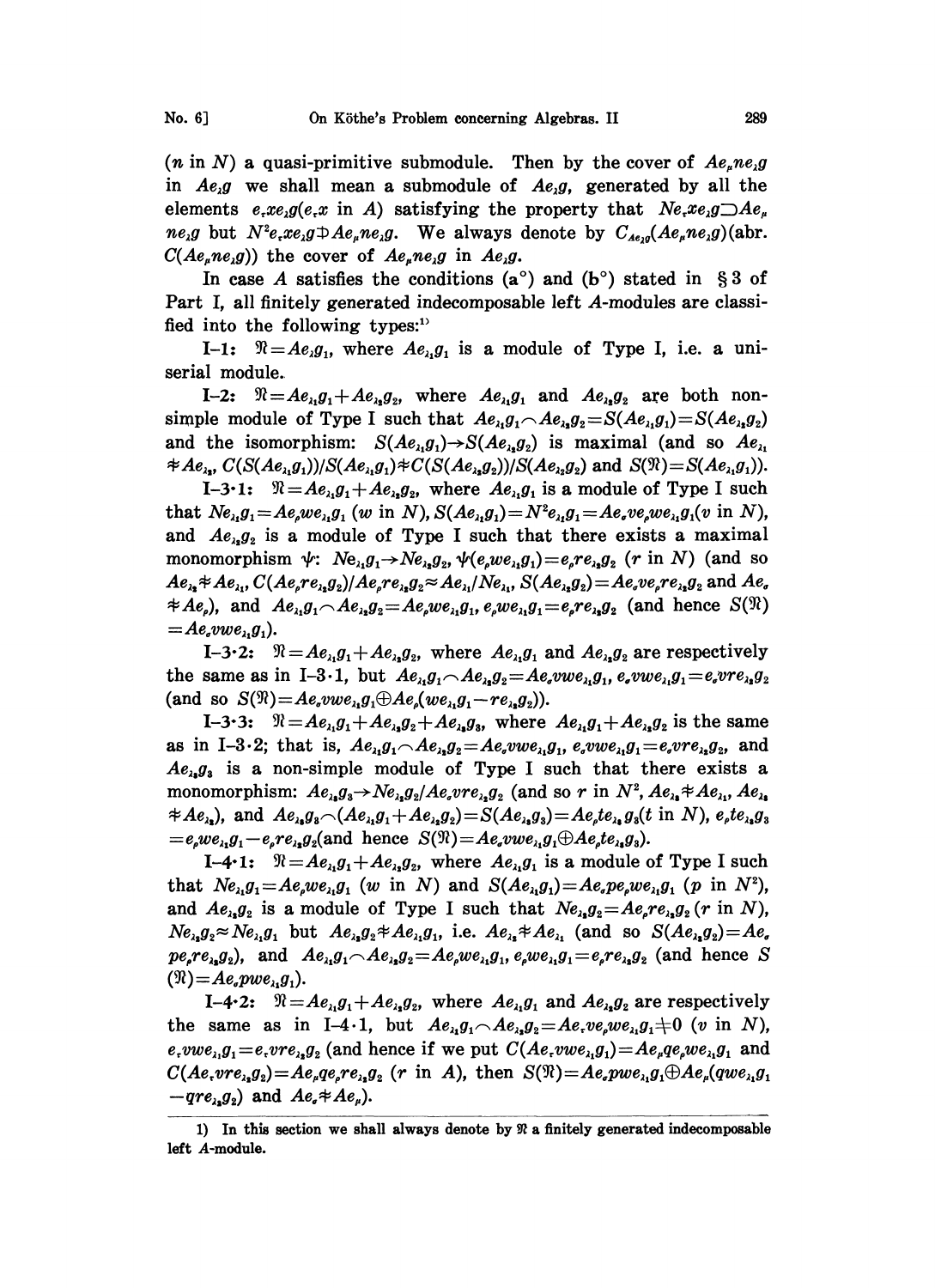($n$ in $N$) a quasi-primitive submodule. Then by the cover of $Ae_\mu ne_\lambda g$ in $Ae_\lambda g$ we shall mean a submodule of $Ae_\lambda g$, generated by all the elements $e_\tau xe_\lambda g(e_\tau x$ in $A)$ satisfying the property that $Ne_\tau xe_\lambda g \supset Ae_\mu ne_\lambda g$ but $N^2 e_\tau xe_\lambda g \not\supset Ae_\mu ne_\lambda g$. We always denote by $C_{Ae_\lambda g}(Ae_\mu ne_\lambda g)$(abr. $C(Ae_\mu ne_\lambda g)$) the cover of $Ae_\mu ne_\lambda g$ in $Ae_\lambda g$.

In case $A$ satisfies the conditions (a°) and (b°) stated in § 3 of Part I, all finitely generated indecomposable left $A$-modules are classified into the following types:[1]

I–1: $\mathfrak{N} = Ae_\lambda g_1$, where $Ae_{\lambda_1} g_1$ is a module of Type I, i.e. a uniserial module.

I–2: $\mathfrak{N} = Ae_{\lambda_1} g_1 + Ae_{\lambda_2} g_2$, where $Ae_{\lambda_1} g_1$ and $Ae_{\lambda_2} g_2$ are both non-simple module of Type I such that $Ae_{\lambda_1} g_1 \frown Ae_{\lambda_2} g_2 = S(Ae_{\lambda_1} g_1) = S(Ae_{\lambda_2} g_2)$ and the isomorphism: $S(Ae_{\lambda_1} g_1) \to S(Ae_{\lambda_2} g_2)$ is maximal (and so $Ae_{\lambda_1} \not\approx Ae_{\lambda_2}$, $C(S(Ae_{\lambda_1} g_1))/S(Ae_{\lambda_1} g_1) \not\approx C(S(Ae_{\lambda_2} g_2))/S(Ae_{\lambda_2} g_2)$ and $S(\mathfrak{N}) = S(Ae_{\lambda_1} g_1)$).

I–3·1: $\mathfrak{N} = Ae_{\lambda_1} g_1 + Ae_{\lambda_2} g_2$, where $Ae_{\lambda_1} g_1$ is a module of Type I such that $Ne_{\lambda_1} g_1 = Ae_\rho we_{\lambda_1} g_1$ ($w$ in $N$), $S(Ae_{\lambda_1} g_1) = N^2 e_{\lambda_1} g_1 = Ae_\sigma ve_\rho we_{\lambda_1} g_1$($v$ in $N$), and $Ae_{\lambda_2} g_2$ is a module of Type I such that there exists a maximal monomorphism $\psi$: $Ne_{\lambda_1} g_1 \to Ne_{\lambda_2} g_2$, $\psi(e_\rho we_{\lambda_1} g_1) = e_\rho re_{\lambda_2} g_2$ ($r$ in $N$) (and so $Ae_{\lambda_2} \not\approx Ae_{\lambda_1}$, $C(Ae_\rho re_{\lambda_2} g_2)/Ae_\rho re_{\lambda_2} g_2 \approx Ae_{\lambda_1}/Ne_{\lambda_1}$, $S(Ae_{\lambda_2} g_2) = Ae_\sigma ve_\rho re_{\lambda_2} g_2$ and $Ae_\sigma \not\approx Ae_\rho$), and $Ae_{\lambda_1} g_1 \frown Ae_{\lambda_2} g_2 = Ae_\rho we_{\lambda_1} g_1$, $e_\rho we_{\lambda_1} g_1 = e_\rho re_{\lambda_2} g_2$ (and hence $S(\mathfrak{N}) = Ae_\sigma vwe_{\lambda_1} g_1$).

I–3·2: $\mathfrak{N} = Ae_{\lambda_1} g_1 + Ae_{\lambda_2} g_2$, where $Ae_{\lambda_1} g_1$ and $Ae_{\lambda_2} g_2$ are respectively the same as in I–3·1, but $Ae_{\lambda_1} g_1 \frown Ae_{\lambda_2} g_2 = Ae_\sigma vwe_{\lambda_1} g_1$, $e_\sigma vwe_{\lambda_1} g_1 = e_\sigma vre_{\lambda_2} g_2$ (and so $S(\mathfrak{N}) = Ae_\sigma vwe_{\lambda_1} g_1 \oplus Ae_\rho(we_{\lambda_1} g_1 - re_{\lambda_2} g_2)$).

I–3·3: $\mathfrak{N} = Ae_{\lambda_1} g_1 + Ae_{\lambda_2} g_2 + Ae_{\lambda_3} g_3$, where $Ae_{\lambda_1} g_1 + Ae_{\lambda_2} g_2$ is the same as in I–3·2; that is, $Ae_{\lambda_1} g_1 \frown Ae_{\lambda_2} g_2 = Ae_\sigma vwe_{\lambda_1} g_1$, $e_\sigma vwe_{\lambda_1} g_1 = e_\sigma vre_{\lambda_2} g_2$, and $Ae_{\lambda_3} g_3$ is a non-simple module of Type I such that there exists a monomorphism: $Ae_{\lambda_3} g_3 \to Ne_{\lambda_2} g_2 / Ae_\sigma vre_{\lambda_2} g_2$ (and so $r$ in $N^2$, $Ae_{\lambda_2} \not\approx Ae_{\lambda_1}$, $Ae_{\lambda_3} \not\approx Ae_{\lambda_2}$), and $Ae_{\lambda_3} g_3 \frown (Ae_{\lambda_1} g_1 + Ae_{\lambda_2} g_2) = S(Ae_{\lambda_3} g_3) = Ae_\rho te_{\lambda_3} g_3$($t$ in $N$), $e_\rho te_{\lambda_3} g_3 = e_\rho we_{\lambda_1} g_1 - e_\rho re_{\lambda_2} g_2$(and hence $S(\mathfrak{N}) = Ae_\sigma vwe_{\lambda_1} g_1 \oplus Ae_\rho te_{\lambda_3} g_3$).

I–4·1: $\mathfrak{N} = Ae_{\lambda_1} g_1 + Ae_{\lambda_2} g_2$, where $Ae_{\lambda_1} g_1$ is a module of Type I such that $Ne_{\lambda_1} g_1 = Ae_\rho we_{\lambda_1} g_1$ ($w$ in $N$) and $S(Ae_{\lambda_1} g_1) = Ae_\sigma pe_\rho we_{\lambda_1} g_1$ ($p$ in $N^2$), and $Ae_{\lambda_2} g_2$ is a module of Type I such that $Ne_{\lambda_2} g_2 = Ae_\rho re_{\lambda_2} g_2$ ($r$ in $N$), $Ne_{\lambda_2} g_2 \approx Ne_{\lambda_1} g_1$ but $Ae_{\lambda_2} g_2 \not\approx Ae_{\lambda_1} g_1$, i.e. $Ae_{\lambda_2} \not\approx Ae_{\lambda_1}$ (and so $S(Ae_{\lambda_2} g_2) = Ae_\sigma pe_\rho re_{\lambda_2} g_2$), and $Ae_{\lambda_1} g_1 \frown Ae_{\lambda_2} g_2 = Ae_\rho we_{\lambda_1} g_1$, $e_\rho we_{\lambda_1} g_1 = e_\rho re_{\lambda_2} g_2$ (and hence $S(\mathfrak{N}) = Ae_\sigma pwe_{\lambda_1} g_1$).

I–4·2: $\mathfrak{N} = Ae_{\lambda_1} g_1 + Ae_{\lambda_2} g_2$, where $Ae_{\lambda_1} g_1$ and $Ae_{\lambda_2} g_2$ are respectively the same as in I–4·1, but $Ae_{\lambda_1} g_1 \frown Ae_{\lambda_2} g_2 = Ae_\tau ve_\rho we_{\lambda_1} g_1 \neq 0$ ($v$ in $N$), $e_\tau vwe_{\lambda_1} g_1 = e_\tau vre_{\lambda_2} g_2$ (and hence if we put $C(Ae_\tau vwe_{\lambda_1} g_1) = Ae_\mu qe_\rho we_{\lambda_1} g_1$ and $C(Ae_\tau vre_{\lambda_2} g_2) = Ae_\mu qe_\rho re_{\lambda_2} g_2$ ($r$ in $A$), then $S(\mathfrak{N}) = Ae_\sigma pwe_{\lambda_1} g_1 \oplus Ae_\mu(qwe_{\lambda_1} g_1 - qre_{\lambda_2} g_2)$ and $Ae_\sigma \not\approx Ae_\mu$).

---

1) In this section we shall always denote by $\mathfrak{N}$ a finitely generated indecomposable left $A$-module.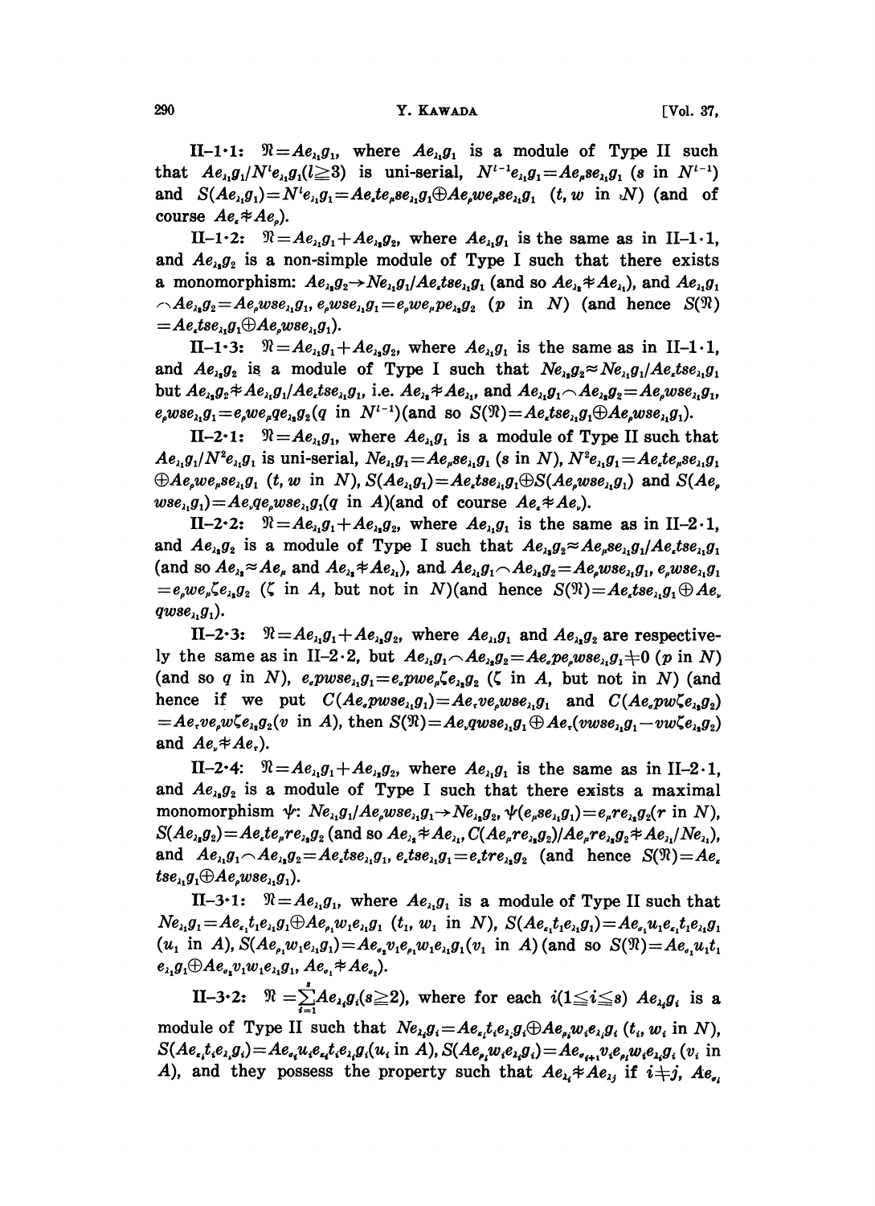II–1·1: $\mathfrak{N}=Ae_{\lambda_1}g_1$, where $Ae_{\lambda_1}g_1$ is a module of Type II such that $Ae_{\lambda_1}g_1/N^l e_{\lambda_1}g_1 (l\geqq 3)$ is uni-serial, $N^{l-1}e_{\lambda_1}g_1=Ae_\mu se_{\lambda_1}g_1$ ($s$ in $N^{l-1}$) and $S(Ae_{\lambda_1}g_1)=N^l e_{\lambda_1}g_1=Ae_\varepsilon te_\mu se_{\lambda_1}g_1 \oplus Ae_\rho we_\mu se_{\lambda_1}g_1$ ($t, w$ in $N$) (and of course $Ae_\varepsilon \not\approx Ae_\rho$).

II–1·2: $\mathfrak{N}=Ae_{\lambda_1}g_1+Ae_{\lambda_2}g_2$, where $Ae_{\lambda_1}g_1$ is the same as in II–1·1, and $Ae_{\lambda_2}g_2$ is a non-simple module of Type I such that there exists a monomorphism: $Ae_{\lambda_2}g_2 \to Ne_{\lambda_1}g_1/Ae_\varepsilon tse_{\lambda_1}g_1$ (and so $Ae_{\lambda_2}\not\approx Ae_{\lambda_1}$), and $Ae_{\lambda_1}g_1 \frown Ae_{\lambda_2}g_2=Ae_\rho wse_{\lambda_1}g_1$, $e_\rho wse_{\lambda_1}g_1=e_\rho we_\mu pe_{\lambda_2}g_2$ ($p$ in $N$) (and hence $S(\mathfrak{N})=Ae_\varepsilon tse_{\lambda_1}g_1 \oplus Ae_\rho wse_{\lambda_1}g_1$).

II–1·3: $\mathfrak{N}=Ae_{\lambda_1}g_1+Ae_{\lambda_2}g_2$, where $Ae_{\lambda_1}g_1$ is the same as in II–1·1, and $Ae_{\lambda_2}g_2$ is a module of Type I such that $Ne_{\lambda_2}g_2 \approx Ne_{\lambda_1}g_1/Ae_\varepsilon tse_{\lambda_1}g_1$ but $Ae_{\lambda_2}g_2 \not\approx Ae_{\lambda_1}g_1/Ae_\varepsilon tse_{\lambda_1}g_1$, i.e. $Ae_{\lambda_2}\not\approx Ae_{\lambda_1}$, and $Ae_{\lambda_1}g_1 \frown Ae_{\lambda_2}g_2=Ae_\rho wse_{\lambda_1}g_1$, $e_\rho wse_{\lambda_1}g_1=e_\rho we_\mu qe_{\lambda_2}g_2$ ($q$ in $N^{l-1}$) (and so $S(\mathfrak{N})=Ae_\varepsilon tse_{\lambda_1}g_1 \oplus Ae_\rho wse_{\lambda_1}g_1$).

II–2·1: $\mathfrak{N}=Ae_{\lambda_1}g_1$, where $Ae_{\lambda_1}g_1$ is a module of Type II such that $Ae_{\lambda_1}g_1/N^2 e_{\lambda_1}g_1$ is uni-serial, $Ne_{\lambda_1}g_1=Ae_\mu se_{\lambda_1}g_1$ ($s$ in $N$), $N^2 e_{\lambda_1}g_1=Ae_\varepsilon te_\mu se_{\lambda_1}g_1 \oplus Ae_\rho we_\mu se_{\lambda_1}g_1$ ($t, w$ in $N$), $S(Ae_{\lambda_1}g_1)=Ae_\varepsilon tse_{\lambda_1}g_1 \oplus S(Ae_\rho wse_{\lambda_1}g_1)$ and $S(Ae_\rho wse_{\lambda_1}g_1)=Ae_\nu qe_\rho wse_{\lambda_1}g_1$ ($q$ in $A$) (and of course $Ae_\varepsilon \not\approx Ae_\nu$).

II–2·2: $\mathfrak{N}=Ae_{\lambda_1}g_1+Ae_{\lambda_2}g_2$, where $Ae_{\lambda_1}g_1$ is the same as in II–2·1, and $Ae_{\lambda_2}g_2$ is a module of Type I such that $Ae_{\lambda_2}g_2 \approx Ae_\mu se_{\lambda_1}g_1/Ae_\varepsilon tse_{\lambda_1}g_1$ (and so $Ae_{\lambda_2}\approx Ae_\mu$ and $Ae_{\lambda_2}\not\approx Ae_{\lambda_1}$), and $Ae_{\lambda_1}g_1 \frown Ae_{\lambda_2}g_2=Ae_\rho wse_{\lambda_1}g_1$, $e_\rho wse_{\lambda_1}g_1 =e_\rho we_\mu \zeta e_{\lambda_2}g_2$ ($\zeta$ in $A$, but not in $N$) (and hence $S(\mathfrak{N})=Ae_\varepsilon tse_{\lambda_1}g_1 \oplus Ae_\nu qwse_{\lambda_1}g_1$).

II–2·3: $\mathfrak{N}=Ae_{\lambda_1}g_1+Ae_{\lambda_2}g_2$, where $Ae_{\lambda_1}g_1$ and $Ae_{\lambda_2}g_2$ are respectively the same as in II–2·2, but $Ae_{\lambda_1}g_1 \frown Ae_{\lambda_2}g_2=Ae_\sigma pe_\rho wse_{\lambda_1}g_1 \neq 0$ ($p$ in $N$) (and so $q$ in $N$), $e_\sigma pwse_{\lambda_1}g_1=e_\sigma pwe_\mu \zeta e_{\lambda_2}g_2$ ($\zeta$ in $A$, but not in $N$) (and hence if we put $C(Ae_\sigma pwse_{\lambda_1}g_1)=Ae_\tau ve_\sigma wse_{\lambda_1}g_1$ and $C(Ae_\sigma pw\zeta e_{\lambda_2}g_2) =Ae_\tau ve_\rho w\zeta e_{\lambda_2}g_2$ ($v$ in $A$), then $S(\mathfrak{N})=Ae_\nu qwse_{\lambda_1}g_1 \oplus Ae_\tau(vwse_{\lambda_1}g_1 - vw\zeta e_{\lambda_2}g_2)$ and $Ae_\nu \not\approx Ae_\tau$).

II–2·4: $\mathfrak{N}=Ae_{\lambda_1}g_1+Ae_{\lambda_2}g_2$, where $Ae_{\lambda_1}g_1$ is the same as in II–2·1, and $Ae_{\lambda_2}g_2$ is a module of Type I such that there exists a maximal monomorphism $\psi$: $Ne_{\lambda_1}g_1/Ae_\rho wse_{\lambda_1}g_1 \to Ne_{\lambda_2}g_2$, $\psi(e_\mu se_{\lambda_1}g_1)=e_\mu re_{\lambda_2}g_2$ ($r$ in $N$), $S(Ae_{\lambda_2}g_2)=Ae_\varepsilon te_\mu re_{\lambda_2}g_2$ (and so $Ae_{\lambda_2}\not\approx Ae_{\lambda_1}$, $C(Ae_\mu re_{\lambda_2}g_2)/Ae_\mu re_{\lambda_2}g_2 \not\approx Ae_{\lambda_1}/Ne_{\lambda_1}$), and $Ae_{\lambda_1}g_1 \frown Ae_{\lambda_2}g_2=Ae_\varepsilon tse_{\lambda_1}g_1$, $e_\varepsilon tse_{\lambda_1}g_1=e_\varepsilon tre_{\lambda_2}g_2$ (and hence $S(\mathfrak{N})=Ae_\varepsilon tse_{\lambda_1}g_1 \oplus Ae_\rho wse_{\lambda_1}g_1$).

II–3·1: $\mathfrak{N}=Ae_{\lambda_1}g_1$, where $Ae_{\lambda_1}g_1$ is a module of Type II such that $Ne_{\lambda_1}g_1=Ae_{\varepsilon_1}t_1 e_{\lambda_1}g_1 \oplus Ae_{\rho_1}w_1 e_{\lambda_1}g_1$ ($t_1$, $w_1$ in $N$), $S(Ae_{\varepsilon_1}t_1 e_{\lambda_1}g_1)=Ae_{\sigma_1}u_1 e_{\varepsilon_1}t_1 e_{\lambda_1}g_1$ ($u_1$ in $A$), $S(Ae_{\rho_1}w_1 e_{\lambda_1}g_1)=Ae_{\sigma_2}v_1 e_{\rho_1}w_1 e_{\lambda_1}g_1$ ($v_1$ in $A$) (and so $S(\mathfrak{N})=Ae_{\sigma_1}u_1 t_1 e_{\lambda_1}g_1 \oplus Ae_{\sigma_2}v_1 w_1 e_{\lambda_1}g_1$, $Ae_{\sigma_1}\not\approx Ae_{\sigma_2}$).

II–3·2: $\mathfrak{N}=\sum_{i=1}^{s} Ae_{\lambda_i}g_i$ ($s\geqq 2$), where for each $i$ ($1\leqq i\leqq s$) $Ae_{\lambda_i}g_i$ is a module of Type II such that $Ne_{\lambda_i}g_i=Ae_{\varepsilon_i}t_i e_{\lambda_i}g_i \oplus Ae_{\rho_i}w_i e_{\lambda_i}g_i$ ($t_i$, $w_i$ in $N$), $S(Ae_{\varepsilon_i}t_i e_{\lambda_i}g_i)=Ae_{\sigma_i}u_i e_{\varepsilon_i}t_i e_{\lambda_i}g_i$ ($u_i$ in $A$), $S(Ae_{\rho_i}w_i e_{\lambda_i}g_i)=Ae_{\sigma_{i+1}}v_i e_{\rho_i}w_i e_{\lambda_i}g_i$ ($v_i$ in $A$), and they possess the property such that $Ae_{\lambda_i}\not\approx Ae_{\lambda_j}$ if $i\neq j$, $Ae_{\sigma_i}$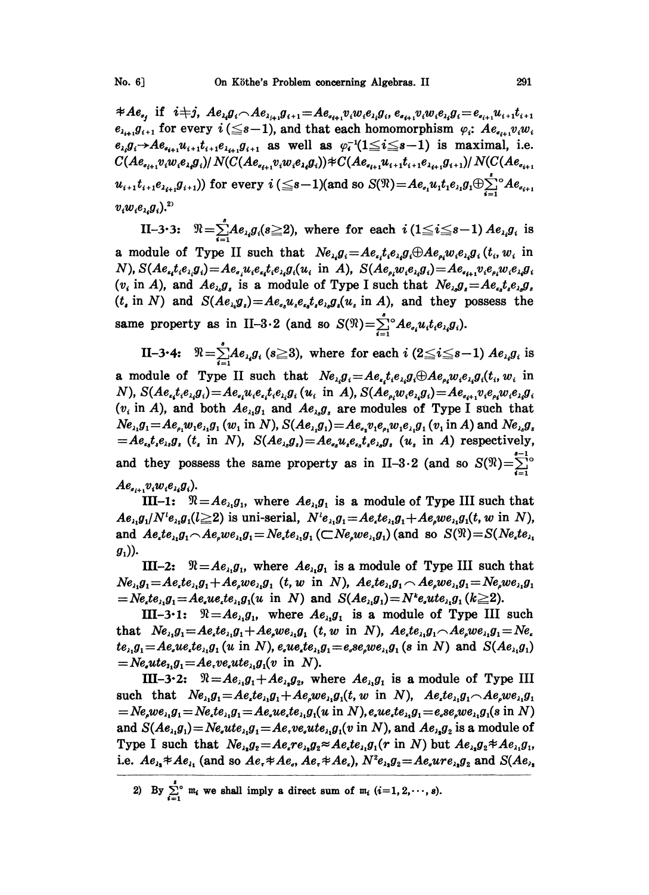$\not\approx Ae_{\sigma_j}$ if $i \neq j$, $Ae_{\lambda_i}g_i \frown Ae_{\lambda_{i+1}}g_{i+1} = Ae_{\sigma_{i+1}}v_iw_ie_{\lambda_i}g_i$, $e_{\sigma_{i+1}}v_iw_ie_{\lambda_i}g_i = e_{\sigma_{i+1}}u_{i+1}t_{i+1}e_{\lambda_{i+1}}g_{i+1}$ for every $i\ (\leqq s-1)$, and that each homomorphism $\varphi_i$: $Ae_{\sigma_{i+1}}v_iw_ie_{\lambda_i}g_i \to Ae_{\sigma_{i+1}}u_{i+1}t_{i+1}e_{\lambda_{i+1}}g_{i+1}$ as well as $\varphi_i^{-1}(1 \leqq i \leqq s-1)$ is maximal, i.e. $C(Ae_{\sigma_{i+1}}v_iw_ie_{\lambda_i}g_i)/N(C(Ae_{\sigma_{i+1}}v_iw_ie_{\lambda_i}g_i)) \not\approx C(Ae_{\sigma_{i+1}}u_{i+1}t_{i+1}e_{\lambda_{i+1}}g_{i+1})/N(C(Ae_{\sigma_{i+1}}u_{i+1}t_{i+1}e_{\lambda_{i+1}}g_{i+1}))$ for every $i\ (\leqq s-1)$(and so $S(\mathfrak{R}) = Ae_{\sigma_1}u_1t_1e_{\lambda_1}g_1 \oplus \sum_{i=1}^{s}{}^{\circ} Ae_{\sigma_{i+1}}v_iw_ie_{\lambda_i}g_i$).[2]

II–3·3: $\mathfrak{R} = \sum_{i=1}^{s} Ae_{\lambda_i}g_i (s \geqq 2)$, where for each $i\ (1 \leqq i \leqq s-1)$ $Ae_{\lambda_i}g_i$ is a module of Type II such that $Ne_{\lambda_i}g_i = Ae_{\varepsilon_i}t_ie_{\lambda_i}g_i \oplus Ae_{\rho_i}w_ie_{\lambda_i}g_i$ ($t_i$, $w_i$ in $N$), $S(Ae_{\varepsilon_i}t_ie_{\lambda_i}g_i) = Ae_{\sigma_i}u_ie_{\varepsilon_i}t_ie_{\lambda_i}g_i$($u_i$ in $A$), $S(Ae_{\rho_i}w_ie_{\lambda_i}g_i) = Ae_{\sigma_{i+1}}v_ie_{\rho_i}w_ie_{\lambda_i}g_i$ ($v_i$ in $A$), and $Ae_{\lambda_s}g_s$ is a module of Type I such that $Ne_{\lambda_s}g_s = Ae_{\varepsilon_s}t_se_{\lambda_s}g_s$ ($t_s$ in $N$) and $S(Ae_{\lambda_s}g_s) = Ae_{\sigma_s}u_se_{\varepsilon_s}t_se_{\lambda_s}g_s$($u_s$ in $A$), and they possess the same property as in II–3·2 (and so $S(\mathfrak{R}) = \sum_{i=1}^{s}{}^{\circ} Ae_{\sigma_i}u_it_ie_{\lambda_i}g_i$).

II–3·4: $\mathfrak{R} = \sum_{i=1}^{s} Ae_{\lambda_i}g_i\ (s \geqq 3)$, where for each $i\ (2 \leqq i \leqq s-1)$ $Ae_{\lambda_i}g_i$ is a module of Type II such that $Ne_{\lambda_i}g_i = Ae_{\varepsilon_i}t_ie_{\lambda_i}g_i \oplus Ae_{\rho_i}w_ie_{\lambda_i}g_i$($t_i$, $w_i$ in $N$), $S(Ae_{\varepsilon_i}t_ie_{\lambda_i}g_i) = Ae_{\sigma_i}u_ie_{\varepsilon_i}t_ie_{\lambda_i}g_i$ ($u_i$ in $A$), $S(Ae_{\rho_i}w_ie_{\lambda_i}g_i) = Ae_{\sigma_{i+1}}v_ie_{\rho_i}w_ie_{\lambda_i}g_i$ ($v_i$ in $A$), and both $Ae_{\lambda_1}g_1$ and $Ae_{\lambda_s}g_s$ are modules of Type I such that $Ne_{\lambda_1}g_1 = Ae_{\rho_1}w_1e_{\lambda_1}g_1$ ($w_1$ in $N$), $S(Ae_{\lambda_1}g_1) = Ae_{\sigma_2}v_1e_{\rho_1}w_1e_{\lambda_1}g_1$ ($v_1$ in $A$) and $Ne_{\lambda_s}g_s = Ae_{\varepsilon_s}t_se_{\lambda_s}g_s$ ($t_s$ in $N$), $S(Ae_{\lambda_s}g_s) = Ae_{\sigma_s}u_se_{\varepsilon_s}t_se_{\lambda_s}g_s$ ($u_s$ in $A$) respectively, and they possess the same property as in II–3·2 (and so $S(\mathfrak{R}) = \sum_{i=1}^{s-1}{}^{\circ} Ae_{\sigma_{i+1}}v_iw_ie_{\lambda_i}g_i$).

III–1: $\mathfrak{R} = Ae_{\lambda_1}g_1$, where $Ae_{\lambda_1}g_1$ is a module of Type III such that $Ae_{\lambda_1}g_1/N^le_{\lambda_1}g_1 (l \geqq 2)$ is uni-serial, $N^le_{\lambda_1}g_1 = Ae_\varepsilon te_{\lambda_1}g_1 + Ae_\rho we_{\lambda_1}g_1$($t$, $w$ in $N$), and $Ae_\varepsilon te_{\lambda_1}g_1 \frown Ae_\rho we_{\lambda_1}g_1 = Ne_\varepsilon te_{\lambda_1}g_1\ (\subset Ne_\rho we_{\lambda_1}g_1)$ (and so $S(\mathfrak{R}) = S(Ne_\varepsilon te_{\lambda_1}g_1)$).

III–2: $\mathfrak{R} = Ae_{\lambda_1}g_1$, where $Ae_{\lambda_1}g_1$ is a module of Type III such that $Ne_{\lambda_1}g_1 = Ae_\varepsilon te_{\lambda_1}g_1 + Ae_\rho we_{\lambda_1}g_1$ ($t$, $w$ in $N$), $Ae_\varepsilon te_{\lambda_1}g_1 \frown Ae_\rho we_{\lambda_1}g_1 = Ne_\rho we_{\lambda_1}g_1 = Ne_\varepsilon te_{\lambda_1}g_1 = Ae_\sigma ue_\varepsilon te_{\lambda_1}g_1$($u$ in $N$) and $S(Ae_{\lambda_1}g_1) = N^ke_\sigma ute_{\lambda_1}g_1\ (k \geqq 2)$.

III–3·1: $\mathfrak{R} = Ae_{\lambda_1}g_1$, where $Ae_{\lambda_1}g_1$ is a module of Type III such that $Ne_{\lambda_1}g_1 = Ae_\varepsilon te_{\lambda_1}g_1 + Ae_\rho we_{\lambda_1}g_1$ ($t$, $w$ in $N$), $Ae_\varepsilon te_{\lambda_1}g_1 \frown Ae_\rho we_{\lambda_1}g_1 = Ne_\varepsilon te_{\lambda_1}g_1 = Ae_\sigma ue_\varepsilon te_{\lambda_1}g_1$ ($u$ in $N$), $e_\sigma ue_\varepsilon te_{\lambda_1}g_1 = e_\sigma se_\rho we_{\lambda_1}g_1$ ($s$ in $N$) and $S(Ae_{\lambda_1}g_1) = Ne_\sigma ute_{\lambda_1}g_1 = Ae_\tau ve_\sigma ute_{\lambda_1}g_1$($v$ in $N$).

III–3·2: $\mathfrak{R} = Ae_{\lambda_1}g_1 + Ae_{\lambda_2}g_2$, where $Ae_{\lambda_1}g_1$ is a module of Type III such that $Ne_{\lambda_1}g_1 = Ae_\varepsilon te_{\lambda_1}g_1 + Ae_\rho we_{\lambda_1}g_1$($t$, $w$ in $N$), $Ae_\varepsilon te_{\lambda_1}g_1 \frown Ae_\rho we_{\lambda_1}g_1 = Ne_\rho we_{\lambda_1}g_1 = Ne_\varepsilon te_{\lambda_1}g_1 = Ae_\sigma ue_\varepsilon te_{\lambda_1}g_1$($u$ in $N$), $e_\sigma ue_\varepsilon te_{\lambda_1}g_1 = e_\sigma se_\rho we_{\lambda_1}g_1$($s$ in $N$) and $S(Ae_{\lambda_1}g_1) = Ne_\sigma ute_{\lambda_1}g_1 = Ae_\tau ve_\sigma ute_{\lambda_1}g_1$($v$ in $N$), and $Ae_{\lambda_2}g_2$ is a module of Type I such that $Ne_{\lambda_2}g_2 = Ae_\varepsilon re_{\lambda_2}g_2 \approx Ae_\varepsilon te_{\lambda_1}g_1$($r$ in $N$) but $Ae_{\lambda_2}g_2 \not\approx Ae_{\lambda_1}g_1$, i.e. $Ae_{\lambda_2} \not\approx Ae_{\lambda_1}$ (and so $Ae_\tau \not\approx Ae_\sigma$, $Ae_\tau \not\approx Ae_\varepsilon$), $N^2e_{\lambda_2}g_2 = Ae_\sigma ure_{\lambda_2}g_2$ and $S(Ae_{\lambda_2}$

---

2) By $\sum_{i=1}^{s}{}^{\circ} \mathfrak{m}_i$ we shall imply a direct sum of $\mathfrak{m}_i$ $(i = 1, 2, \cdots, s)$.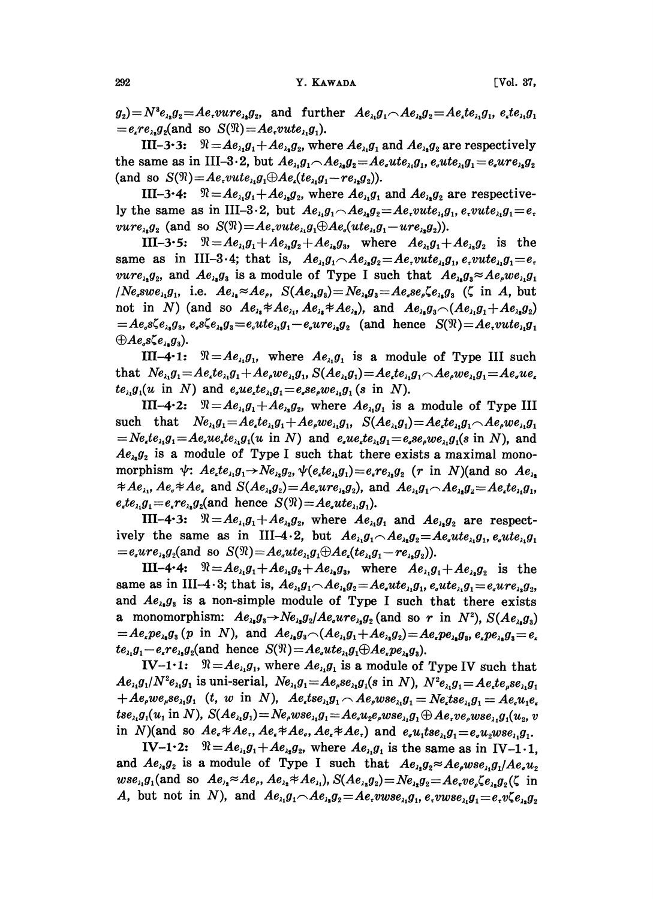$g_2)=N^3e_{\lambda_2}g_2=Ae_\tau vure_{\lambda_2}g_2$, and further $Ae_{\lambda_1}g_1\frown Ae_{\lambda_2}g_2=Ae_\varepsilon te_{\lambda_1}g_1$, $e_\varepsilon te_{\lambda_1}g_1=e_\varepsilon re_{\lambda_2}g_2$(and so $S(\mathfrak{N})=Ae_\tau vute_{\lambda_1}g_1$).

**III–3·3:** $\mathfrak{N}=Ae_{\lambda_1}g_1+Ae_{\lambda_2}g_2$, where $Ae_{\lambda_1}g_1$ and $Ae_{\lambda_2}g_2$ are respectively the same as in III–3·2, but $Ae_{\lambda_1}g_1\frown Ae_{\lambda_2}g_2=Ae_\sigma ute_{\lambda_1}g_1$, $e_\sigma ute_{\lambda_1}g_1=e_\sigma ure_{\lambda_2}g_2$ (and so $S(\mathfrak{N})=Ae_\tau vute_{\lambda_1}g_1\oplus Ae_\varepsilon(te_{\lambda_1}g_1-re_{\lambda_2}g_2)$).

**III–3·4:** $\mathfrak{N}=Ae_{\lambda_1}g_1+Ae_{\lambda_2}g_2$, where $Ae_{\lambda_1}g_1$ and $Ae_{\lambda_2}g_2$ are respectively the same as in III–3·2, but $Ae_{\lambda_1}g_1\frown Ae_{\lambda_2}g_2=Ae_\tau vute_{\lambda_1}g_1$, $e_\tau vute_{\lambda_1}g_1=e_\tau vure_{\lambda_2}g_2$ (and so $S(\mathfrak{N})=Ae_\tau vute_{\lambda_1}g_1\oplus Ae_\sigma(ute_{\lambda_1}g_1-ure_{\lambda_2}g_2)$).

**III–3·5:** $\mathfrak{N}=Ae_{\lambda_1}g_1+Ae_{\lambda_2}g_2+Ae_{\lambda_3}g_3$, where $Ae_{\lambda_1}g_1+Ae_{\lambda_2}g_2$ is the same as in III–3·4; that is, $Ae_{\lambda_1}g_1\frown Ae_{\lambda_2}g_2=Ae_\tau vute_{\lambda_1}g_1$, $e_\tau vute_{\lambda_1}g_1=e_\tau vure_{\lambda_2}g_2$, and $Ae_{\lambda_3}g_3$ is a module of Type I such that $Ae_{\lambda_3}g_3\approx Ae_\rho we_{\lambda_1}g_1/Ne_\sigma swe_{\lambda_1}g_1$, i.e. $Ae_{\lambda_3}\approx Ae_\rho$, $S(Ae_{\lambda_3}g_3)=Ne_{\lambda_3}g_3=Ae_\sigma se_\rho\zeta e_{\lambda_3}g_3$ ($\zeta$ in $A$, but not in $N$) (and so $Ae_{\lambda_3}\not\approx Ae_{\lambda_1}$, $Ae_{\lambda_3}\not\approx Ae_{\lambda_2}$), and $Ae_{\lambda_3}g_3\frown(Ae_{\lambda_1}g_1+Ae_{\lambda_2}g_2)=Ae_\sigma s\zeta e_{\lambda_3}g_3$, $e_\sigma s\zeta e_{\lambda_3}g_3=e_\sigma ute_{\lambda_1}g_1-e_\sigma ure_{\lambda_2}g_2$ (and hence $S(\mathfrak{N})=Ae_\tau vute_{\lambda_1}g_1\oplus Ae_\sigma s\zeta e_{\lambda_3}g_3$).

**III–4·1:** $\mathfrak{N}=Ae_{\lambda_1}g_1$, where $Ae_{\lambda_1}g_1$ is a module of Type III such that $Ne_{\lambda_1}g_1=Ae_\varepsilon te_{\lambda_1}g_1+Ae_\rho we_{\lambda_1}g_1$, $S(Ae_{\lambda_1}g_1)=Ae_\varepsilon te_{\lambda_1}g_1\frown Ae_\rho we_{\lambda_1}g_1=Ae_\sigma ue_\varepsilon te_{\lambda_1}g_1$($u$ in $N$) and $e_\sigma ue_\varepsilon te_{\lambda_1}g_1=e_\sigma se_\rho we_{\lambda_1}g_1$ ($s$ in $N$).

**III–4·2:** $\mathfrak{N}=Ae_{\lambda_1}g_1+Ae_{\lambda_2}g_2$, where $Ae_{\lambda_1}g_1$ is a module of Type III such that $Ne_{\lambda_1}g_1=Ae_\varepsilon te_{\lambda_1}g_1+Ae_\rho we_{\lambda_1}g_1$, $S(Ae_{\lambda_1}g_1)=Ae_\varepsilon te_{\lambda_1}g_1\frown Ae_\rho we_{\lambda_1}g_1=Ne_\varepsilon te_{\lambda_1}g_1=Ae_\sigma ue_\varepsilon te_{\lambda_1}g_1$($u$ in $N$) and $e_\sigma ue_\varepsilon te_{\lambda_1}g_1=e_\sigma se_\rho we_{\lambda_1}g_1$($s$ in $N$), and $Ae_{\lambda_2}g_2$ is a module of Type I such that there exists a maximal monomorphism $\psi$: $Ae_\varepsilon te_{\lambda_1}g_1\to Ne_{\lambda_2}g_2$, $\psi(e_\varepsilon te_{\lambda_1}g_1)=e_\varepsilon re_{\lambda_2}g_2$ ($r$ in $N$)(and so $Ae_{\lambda_2}\not\approx Ae_{\lambda_1}$, $Ae_\sigma\not\approx Ae_\varepsilon$ and $S(Ae_{\lambda_2}g_2)=Ae_\sigma ure_{\lambda_2}g_2$), and $Ae_{\lambda_1}g_1\frown Ae_{\lambda_2}g_2=Ae_\varepsilon te_{\lambda_1}g_1$, $e_\varepsilon te_{\lambda_1}g_1=e_\varepsilon re_{\lambda_2}g_2$(and hence $S(\mathfrak{N})=Ae_\sigma ute_{\lambda_1}g_1$).

**III–4·3:** $\mathfrak{N}=Ae_{\lambda_1}g_1+Ae_{\lambda_2}g_2$, where $Ae_{\lambda_1}g_1$ and $Ae_{\lambda_2}g_2$ are respectively the same as in III–4·2, but $Ae_{\lambda_1}g_1\frown Ae_{\lambda_2}g_2=Ae_\sigma ute_{\lambda_1}g_1$, $e_\sigma ute_{\lambda_1}g_1=e_\sigma ure_{\lambda_2}g_2$(and so $S(\mathfrak{N})=Ae_\sigma ute_{\lambda_1}g_1\oplus Ae_\varepsilon(te_{\lambda_1}g_1-re_{\lambda_2}g_2)$).

**III–4·4:** $\mathfrak{N}=Ae_{\lambda_1}g_1+Ae_{\lambda_2}g_2+Ae_{\lambda_3}g_3$, where $Ae_{\lambda_1}g_1+Ae_{\lambda_2}g_2$ is the same as in III–4·3; that is, $Ae_{\lambda_1}g_1\frown Ae_{\lambda_2}g_2=Ae_\sigma ute_{\lambda_1}g_1$, $e_\sigma ute_{\lambda_1}g_1=e_\sigma ure_{\lambda_2}g_2$, and $Ae_{\lambda_3}g_3$ is a non-simple module of Type I such that there exists a monomorphism: $Ae_{\lambda_3}g_3\to Ne_{\lambda_2}g_2/Ae_\sigma ure_{\lambda_2}g_2$ (and so $r$ in $N^2$), $S(Ae_{\lambda_3}g_3)=Ae_\varepsilon pe_{\lambda_3}g_3$ ($p$ in $N$), and $Ae_{\lambda_3}g_3\frown(Ae_{\lambda_1}g_1+Ae_{\lambda_2}g_2)=Ae_\varepsilon pe_{\lambda_3}g_3$, $e_\varepsilon pe_{\lambda_3}g_3=e_\varepsilon te_{\lambda_1}g_1-e_\varepsilon re_{\lambda_2}g_2$(and hence $S(\mathfrak{N})=Ae_\sigma ute_{\lambda_1}g_1\oplus Ae_\varepsilon pe_{\lambda_3}g_3$).

**IV–1·1:** $\mathfrak{N}=Ae_{\lambda_1}g_1$, where $Ae_{\lambda_1}g_1$ is a module of Type IV such that $Ae_{\lambda_1}g_1/N^2e_{\lambda_1}g_1$ is uni-serial, $Ne_{\lambda_1}g_1=Ae_\mu se_{\lambda_1}g_1$($s$ in $N$), $N^2e_{\lambda_1}g_1=Ae_\varepsilon te_\mu se_{\lambda_1}g_1+Ae_\rho we_\mu se_{\lambda_1}g_1$ ($t$, $w$ in $N$), $Ae_\varepsilon tse_{\lambda_1}g_1\frown Ae_\rho wse_{\lambda_1}g_1=Ne_\varepsilon tse_{\lambda_1}g_1=Ae_\sigma u_1e_\varepsilon tse_{\lambda_1}g_1$($u_1$ in $N$), $S(Ae_{\lambda_1}g_1)=Ne_\rho wse_{\lambda_1}g_1=Ae_\sigma u_2e_\rho wse_{\lambda_1}g_1\oplus Ae_\tau ve_\rho wse_{\lambda_1}g_1$($u_2$, $v$ in $N$)(and so $Ae_\sigma\not\approx Ae_\tau$, $Ae_\varepsilon\not\approx Ae_\sigma$, $Ae_\varepsilon\not\approx Ae_\tau$) and $e_\sigma u_1tse_{\lambda_1}g_1=e_\sigma u_2wse_{\lambda_1}g_1$.

**IV–1·2:** $\mathfrak{N}=Ae_{\lambda_1}g_1+Ae_{\lambda_2}g_2$, where $Ae_{\lambda_1}g_1$ is the same as in IV–1·1, and $Ae_{\lambda_2}g_2$ is a module of Type I such that $Ae_{\lambda_2}g_2\approx Ae_\rho wse_{\lambda_1}g_1/Ae_\sigma u_2wse_{\lambda_1}g_1$(and so $Ae_{\lambda_2}\approx Ae_\rho$, $Ae_{\lambda_2}\not\approx Ae_{\lambda_1}$), $S(Ae_{\lambda_2}g_2)=Ne_{\lambda_2}g_2=Ae_\tau ve_\rho\zeta e_{\lambda_2}g_2$($\zeta$ in $A$, but not in $N$), and $Ae_{\lambda_1}g_1\frown Ae_{\lambda_2}g_2=Ae_\tau vwse_{\lambda_1}g_1$, $e_\tau vwse_{\lambda_1}g_1=e_\tau v\zeta e_{\lambda_2}g_2$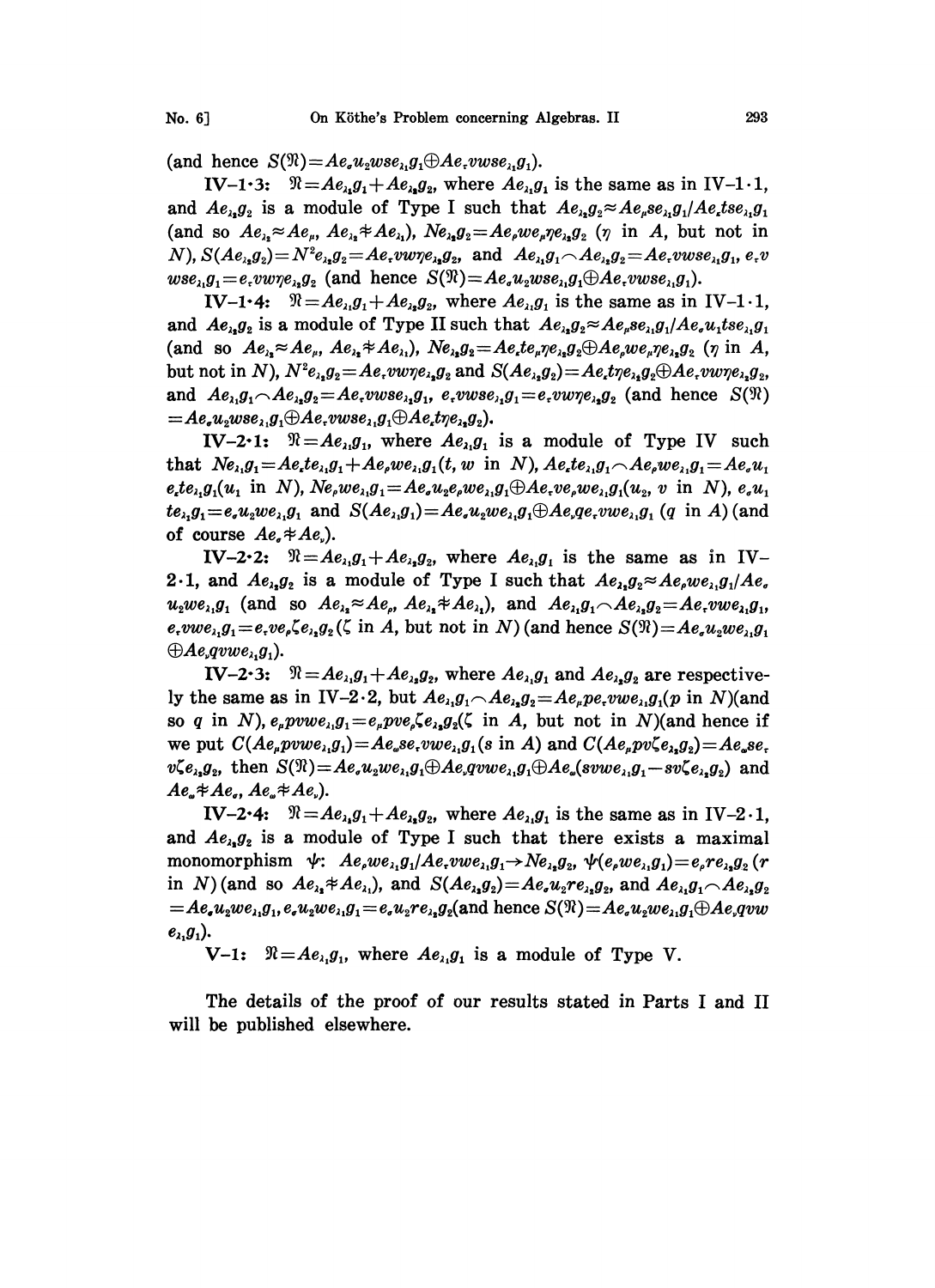(and hence $S(\mathfrak{N})=Ae_\sigma u_2 wse_{\lambda_1}g_1 \oplus Ae_\tau vwse_{\lambda_1}g_1$).

IV–1·3: $\mathfrak{N}=Ae_{\lambda_1}g_1+Ae_{\lambda_2}g_2$, where $Ae_{\lambda_1}g_1$ is the same as in IV–1·1, and $Ae_{\lambda_2}g_2$ is a module of Type I such that $Ae_{\lambda_2}g_2 \approx Ae_\mu se_{\lambda_1}g_1/Ae_\varepsilon tse_{\lambda_1}g_1$ (and so $Ae_{\lambda_2}\approx Ae_\mu$, $Ae_{\lambda_2}\not\approx Ae_{\lambda_1}$), $Ne_{\lambda_2}g_2=Ae_\rho we_\mu \eta e_{\lambda_2}g_2$ ($\eta$ in $A$, but not in $N$), $S(Ae_{\lambda_2}g_2)=N^2e_{\lambda_2}g_2=Ae_\tau vw\eta e_{\lambda_2}g_2$, and $Ae_{\lambda_1}g_1 \frown Ae_{\lambda_2}g_2=Ae_\tau vwse_{\lambda_1}g_1$, $e_\tau vwse_{\lambda_1}g_1=e_\tau vw\eta e_{\lambda_2}g_2$ (and hence $S(\mathfrak{N})=Ae_\sigma u_2 wse_{\lambda_1}g_1\oplus Ae_\tau vwse_{\lambda_1}g_1$).

IV–1·4: $\mathfrak{N}=Ae_{\lambda_1}g_1+Ae_{\lambda_2}g_2$, where $Ae_{\lambda_1}g_1$ is the same as in IV–1·1, and $Ae_{\lambda_2}g_2$ is a module of Type II such that $Ae_{\lambda_2}g_2\approx Ae_\mu se_{\lambda_1}g_1/Ae_\sigma u_1 tse_{\lambda_1}g_1$ (and so $Ae_{\lambda_2}\approx Ae_\mu$, $Ae_{\lambda_2}\not\approx Ae_{\lambda_1}$), $Ne_{\lambda_2}g_2=Ae_\varepsilon te_\mu \eta e_{\lambda_2}g_2 \oplus Ae_\rho we_\mu \eta e_{\lambda_2}g_2$ ($\eta$ in $A$, but not in $N$), $N^2e_{\lambda_2}g_2=Ae_\tau vw\eta e_{\lambda_2}g_2$ and $S(Ae_{\lambda_2}g_2)=Ae_\varepsilon t\eta e_{\lambda_2}g_2\oplus Ae_\tau vw\eta e_{\lambda_2}g_2$, and $Ae_{\lambda_1}g_1\frown Ae_{\lambda_2}g_2=Ae_\tau vwse_{\lambda_1}g_1$, $e_\tau vwse_{\lambda_1}g_1=e_\tau vw\eta e_{\lambda_2}g_2$ (and hence $S(\mathfrak{N})=Ae_\sigma u_2 wse_{\lambda_1}g_1\oplus Ae_\tau vwse_{\lambda_1}g_1\oplus Ae_\varepsilon t\eta e_{\lambda_2}g_2$).

IV–2·1: $\mathfrak{N}=Ae_{\lambda_1}g_1$, where $Ae_{\lambda_1}g_1$ is a module of Type IV such that $Ne_{\lambda_1}g_1=Ae_\varepsilon te_{\lambda_1}g_1+Ae_\rho we_{\lambda_1}g_1$ ($t$, $w$ in $N$), $Ae_\varepsilon te_{\lambda_1}g_1\frown Ae_\rho we_{\lambda_1}g_1=Ae_\sigma u_1 e_\varepsilon te_{\lambda_1}g_1$ ($u_1$ in $N$), $Ne_\rho we_{\lambda_1}g_1=Ae_\sigma u_2 e_\rho we_{\lambda_1}g_1\oplus Ae_\tau ve_\rho we_{\lambda_1}g_1$ ($u_2$, $v$ in $N$), $e_\sigma u_1 te_{\lambda_1}g_1=e_\sigma u_2 we_{\lambda_1}g_1$ and $S(Ae_{\lambda_1}g_1)=Ae_\sigma u_2 we_{\lambda_1}g_1\oplus Ae_\nu qe_\tau vwe_{\lambda_1}g_1$ ($q$ in $A$) (and of course $Ae_\sigma\not\approx Ae_\nu$).

IV–2·2: $\mathfrak{N}=Ae_{\lambda_1}g_1+Ae_{\lambda_2}g_2$, where $Ae_{\lambda_1}g_1$ is the same as in IV–2·1, and $Ae_{\lambda_2}g_2$ is a module of Type I such that $Ae_{\lambda_2}g_2\approx Ae_\rho we_{\lambda_1}g_1/Ae_\sigma u_2 we_{\lambda_1}g_1$ (and so $Ae_{\lambda_2}\approx Ae_\rho$, $Ae_{\lambda_2}\not\approx Ae_{\lambda_1}$), and $Ae_{\lambda_1}g_1\frown Ae_{\lambda_2}g_2=Ae_\tau vwe_{\lambda_1}g_1$, $e_\tau vwe_{\lambda_1}g_1=e_\tau ve_\rho \zeta e_{\lambda_2}g_2$ ($\zeta$ in $A$, but not in $N$) (and hence $S(\mathfrak{N})=Ae_\sigma u_2 we_{\lambda_1}g_1\oplus Ae_\nu qvwe_{\lambda_1}g_1$).

IV–2·3: $\mathfrak{N}=Ae_{\lambda_1}g_1+Ae_{\lambda_2}g_2$, where $Ae_{\lambda_1}g_1$ and $Ae_{\lambda_2}g_2$ are respectively the same as in IV–2·2, but $Ae_{\lambda_1}g_1\frown Ae_{\lambda_2}g_2=Ae_\mu pe_\tau vwe_{\lambda_1}g_1$ ($p$ in $N$) (and so $q$ in $N$), $e_\mu pvwe_{\lambda_1}g_1=e_\mu pve_\rho\zeta e_{\lambda_2}g_2$ ($\zeta$ in $A$, but not in $N$) (and hence if we put $C(Ae_\mu pvwe_{\lambda_1}g_1)=Ae_\omega se_\tau vwe_{\lambda_1}g_1$ ($s$ in $A$) and $C(Ae_\mu pv\zeta e_{\lambda_2}g_2)=Ae_\omega se_\tau v\zeta e_{\lambda_2}g_2$, then $S(\mathfrak{N})=Ae_\sigma u_2 we_{\lambda_1}g_1\oplus Ae_\nu qvwe_{\lambda_1}g_1\oplus Ae_\omega(svwe_{\lambda_1}g_1-sv\zeta e_{\lambda_2}g_2)$ and $Ae_\omega\not\approx Ae_\sigma$, $Ae_\omega\not\approx Ae_\nu$).

IV–2·4: $\mathfrak{N}=Ae_{\lambda_1}g_1+Ae_{\lambda_2}g_2$, where $Ae_{\lambda_1}g_1$ is the same as in IV–2·1, and $Ae_{\lambda_2}g_2$ is a module of Type I such that there exists a maximal monomorphism $\psi$: $Ae_\rho we_{\lambda_1}g_1/Ae_\tau vwe_{\lambda_1}g_1\rightarrow Ne_{\lambda_2}g_2$, $\psi(e_\rho we_{\lambda_1}g_1)=e_\rho re_{\lambda_2}g_2$ ($r$ in $N$) (and so $Ae_{\lambda_2}\not\approx Ae_{\lambda_1}$), and $S(Ae_{\lambda_2}g_2)=Ae_\sigma u_2 re_{\lambda_2}g_2$, and $Ae_{\lambda_1}g_1\frown Ae_{\lambda_2}g_2=Ae_\sigma u_2 we_{\lambda_1}g_1$, $e_\sigma u_2 we_{\lambda_1}g_1=e_\sigma u_2 re_{\lambda_2}g_2$ (and hence $S(\mathfrak{N})=Ae_\sigma u_2 we_{\lambda_1}g_1\oplus Ae_\nu qvwe_{\lambda_1}g_1$).

V–1: $\mathfrak{N}=Ae_{\lambda_1}g_1$, where $Ae_{\lambda_1}g_1$ is a module of Type V.

The details of the proof of our results stated in Parts I and II will be published elsewhere.